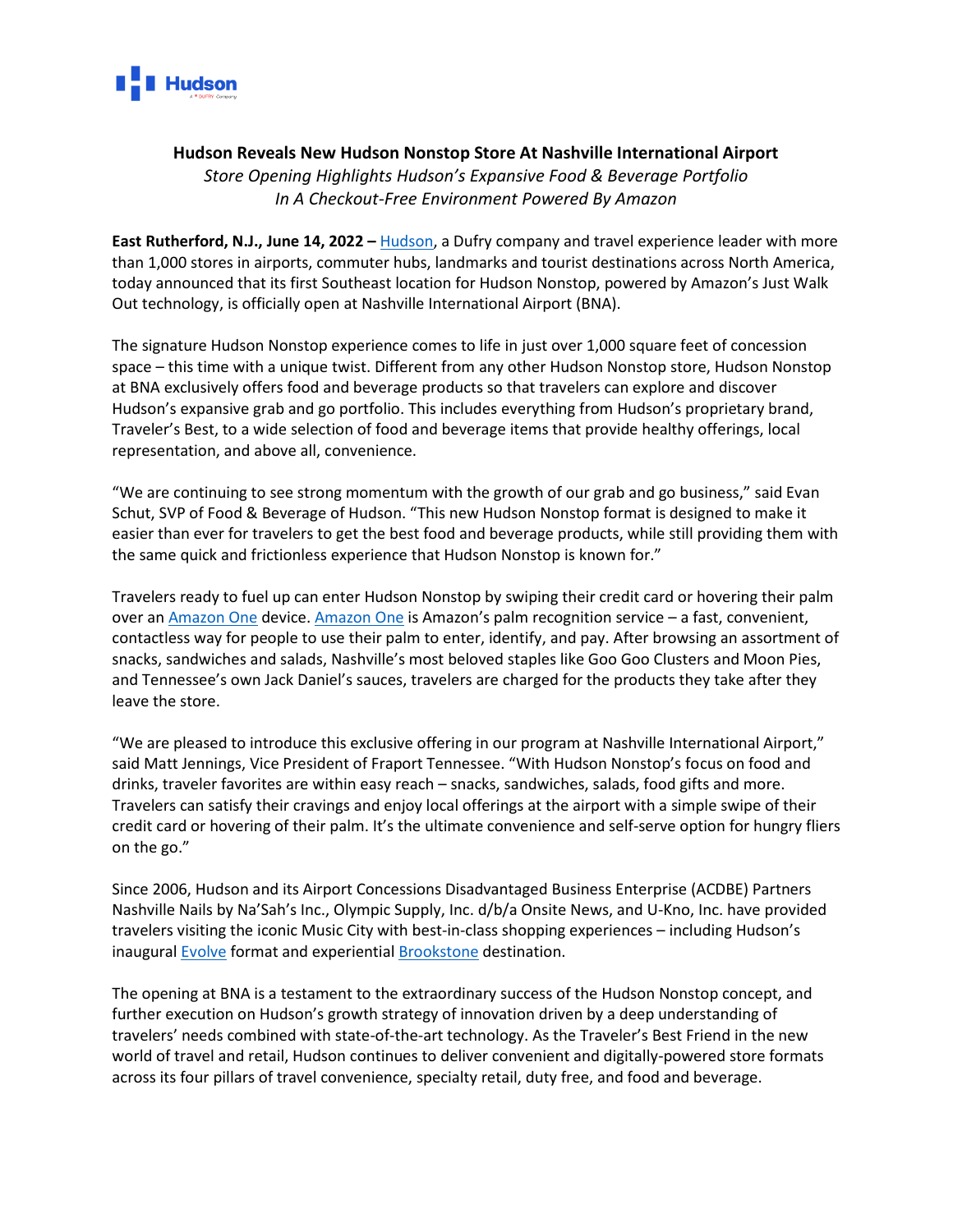# Hudson Reveals New Hudson Nonstop Store At Nashville International Airport

*Store Opening Highlights Hudson's Expansive Food & Beverage Portfolio In A Checkout-Free Environment Powered By Amazon*

**East Rutherford, N.J., June 14, 2022 –** Hudson, a Dufry company and travel experience leader with more than 1,000 stores in airports, commuter hubs, landmarks and tourist destinations across North America, today announced that its first Southeast location for Hudson Nonstop, powered by Amazon's Just Walk Out technology, is officially open at Nashville International Airport (BNA).

The signature Hudson Nonstop experience comes to life in just over 1,000 square feet of concession space – this time with a unique twist. Different from any other Hudson Nonstop store, Hudson Nonstop at BNA exclusively offers food and beverage products so that travelers can explore and discover Hudson's expansive grab and go portfolio. This includes everything from Hudson's proprietary brand, Traveler's Best, to a wide selection of food and beverage items that provide healthy offerings, local representation, and above all, convenience.

"We are continuing to see strong momentum with the growth of our grab and go business," said Evan Schut, SVP of Food & Beverage of Hudson. "This new Hudson Nonstop format is designed to make it easier than ever for travelers to get the best food and beverage products, while still providing them with the same quick and frictionless experience that Hudson Nonstop is known for."

Travelers ready to fuel up can enter Hudson Nonstop by swiping their credit card or hovering their palm over an Amazon One device. Amazon One is Amazon's palm recognition service – a fast, convenient, contactless way for people to use their palm to enter, identify, and pay. After browsing an assortment of snacks, sandwiches and salads, Nashville's most beloved staples like Goo Goo Clusters and Moon Pies, and Tennessee's own Jack Daniel's sauces, travelers are charged for the products they take after they leave the store.

"We are pleased to introduce this exclusive offering in our program at Nashville International Airport," said Matt Jennings, Vice President of Fraport Tennessee. "With Hudson Nonstop's focus on food and drinks, traveler favorites are within easy reach – snacks, sandwiches, salads, food gifts and more. Travelers can satisfy their cravings and enjoy local offerings at the airport with a simple swipe of their credit card or hovering of their palm. It's the ultimate convenience and self-serve option for hungry fliers on the go."

Since 2006, Hudson and its Airport Concessions Disadvantaged Business Enterprise (ACDBE) Partners Nashville Nails by Na'Sah's Inc., Olympic Supply, Inc. d/b/a Onsite News, and U-Kno, Inc. have provided travelers visiting the iconic Music City with best-in-class shopping experiences – including Hudson's inaugural Evolve format and experiential Brookstone destination.

The opening at BNA is a testament to the extraordinary success of the Hudson Nonstop concept, and further execution on Hudson's growth strategy of innovation driven by a deep understanding of travelers' needs combined with state-of-the-art technology. As the Traveler's Best Friend in the new world of travel and retail, Hudson continues to deliver convenient and digitally-powered store formats across its four pillars of travel convenience, specialty retail, duty free, and food and beverage.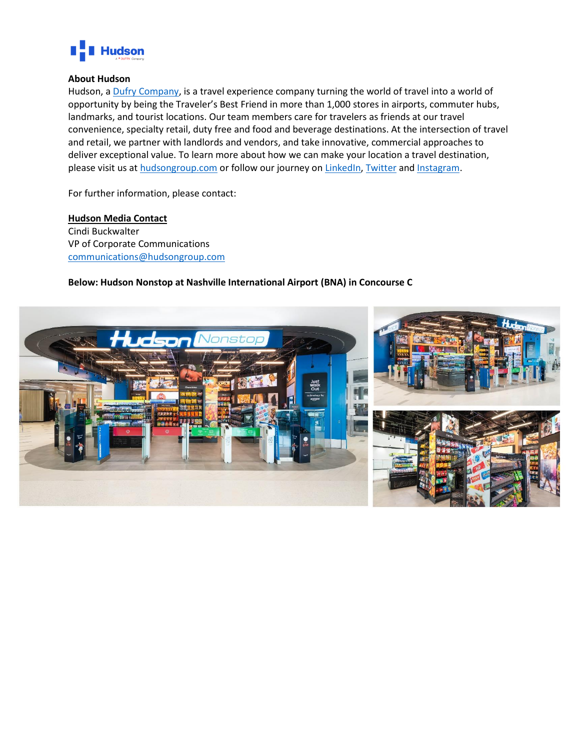**About Hudson**

Hudson, a Dufry Company, is a travel experience company turning the world of travel into a world of opportunity by being the Traveler's Best Friend in more than 1,000 stores in airports, commuter hubs, landmarks, and tourist locations. Our team members care for travelers as friends at our travel convenience, specialty retail, duty free and food and beverage destinations. At the intersection of travel and retail, we partner with landlords and vendors, and take innovative, commercial approaches to deliver exceptional value. To learn more about how we can make your location a travel destination, please visit us at hudsongroup.com or follow our journey on LinkedIn, Twitter and Instagram.

For further information, please contact:

**Hudson Media Contact**
Cindi Buckwalter
VP of Corporate Communications
communications@hudsongroup.com

**Below: Hudson Nonstop at Nashville International Airport (BNA) in Concourse C**